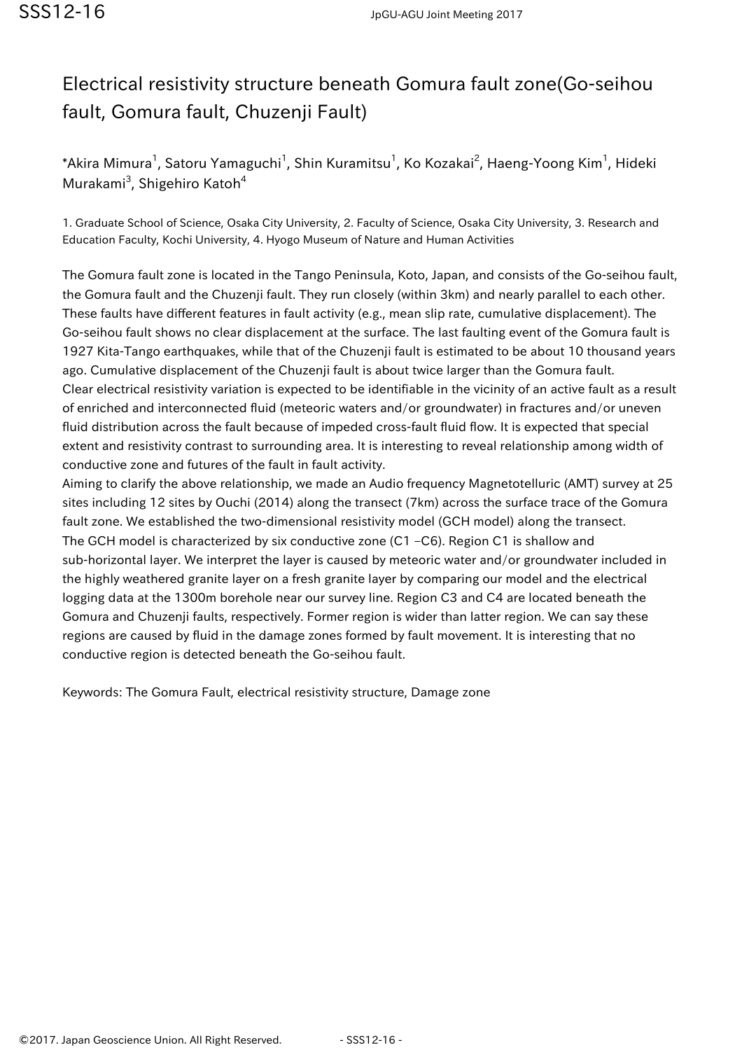# Electrical resistivity structure beneath Gomura fault zone(Go-seihou fault, Gomura fault, Chuzenji Fault)

*Akira Mimura[1], Satoru Yamaguchi[1], Shin Kuramitsu[1], Ko Kozakai[2], Haeng-Yoong Kim[1], Hideki Murakami[3], Shigehiro Katoh[4]

1. Graduate School of Science, Osaka City University, 2. Faculty of Science, Osaka City University, 3. Research and Education Faculty, Kochi University, 4. Hyogo Museum of Nature and Human Activities

The Gomura fault zone is located in the Tango Peninsula, Koto, Japan, and consists of the Go-seihou fault, the Gomura fault and the Chuzenji fault. They run closely (within 3km) and nearly parallel to each other. These faults have different features in fault activity (e.g., mean slip rate, cumulative displacement). The Go-seihou fault shows no clear displacement at the surface. The last faulting event of the Gomura fault is 1927 Kita-Tango earthquakes, while that of the Chuzenji fault is estimated to be about 10 thousand years ago. Cumulative displacement of the Chuzenji fault is about twice larger than the Gomura fault.

Clear electrical resistivity variation is expected to be identifiable in the vicinity of an active fault as a result of enriched and interconnected fluid (meteoric waters and/or groundwater) in fractures and/or uneven fluid distribution across the fault because of impeded cross-fault fluid flow. It is expected that special extent and resistivity contrast to surrounding area. It is interesting to reveal relationship among width of conductive zone and futures of the fault in fault activity.

Aiming to clarify the above relationship, we made an Audio frequency Magnetotelluric (AMT) survey at 25 sites including 12 sites by Ouchi (2014) along the transect (7km) across the surface trace of the Gomura fault zone. We established the two-dimensional resistivity model (GCH model) along the transect.

The GCH model is characterized by six conductive zone (C1 –C6). Region C1 is shallow and sub-horizontal layer. We interpret the layer is caused by meteoric water and/or groundwater included in the highly weathered granite layer on a fresh granite layer by comparing our model and the electrical logging data at the 1300m borehole near our survey line. Region C3 and C4 are located beneath the Gomura and Chuzenji faults, respectively. Former region is wider than latter region. We can say these regions are caused by fluid in the damage zones formed by fault movement. It is interesting that no conductive region is detected beneath the Go-seihou fault.

Keywords: The Gomura Fault, electrical resistivity structure, Damage zone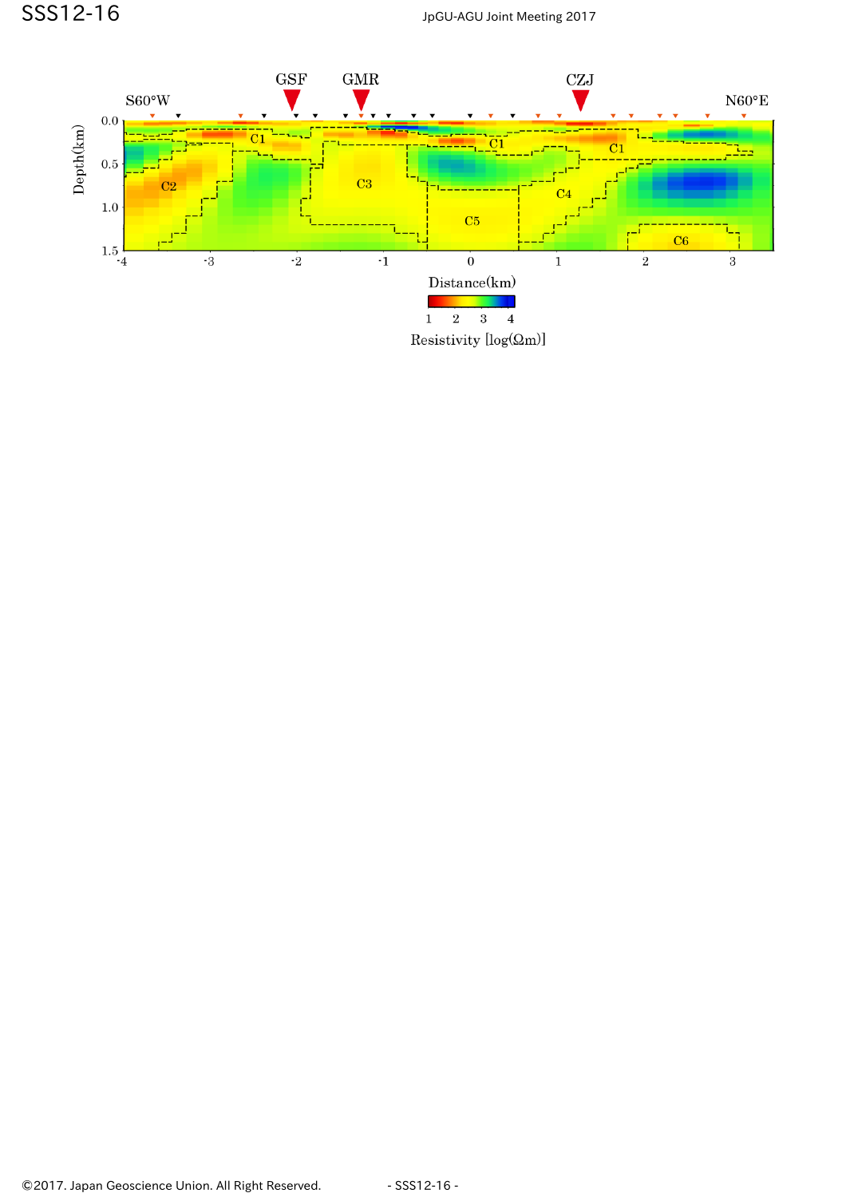GSF
GMR
CZJ
S60°W
N60°E
0.0
0.5
1.0
1.5
Depth(km)
C1
C1
C1
C2
C3
C4
C5
C6
-4
-3
-2
-1
0
1
2
3
Distance(km)
1 2 3 4
Resistivity [log(Ωm)]